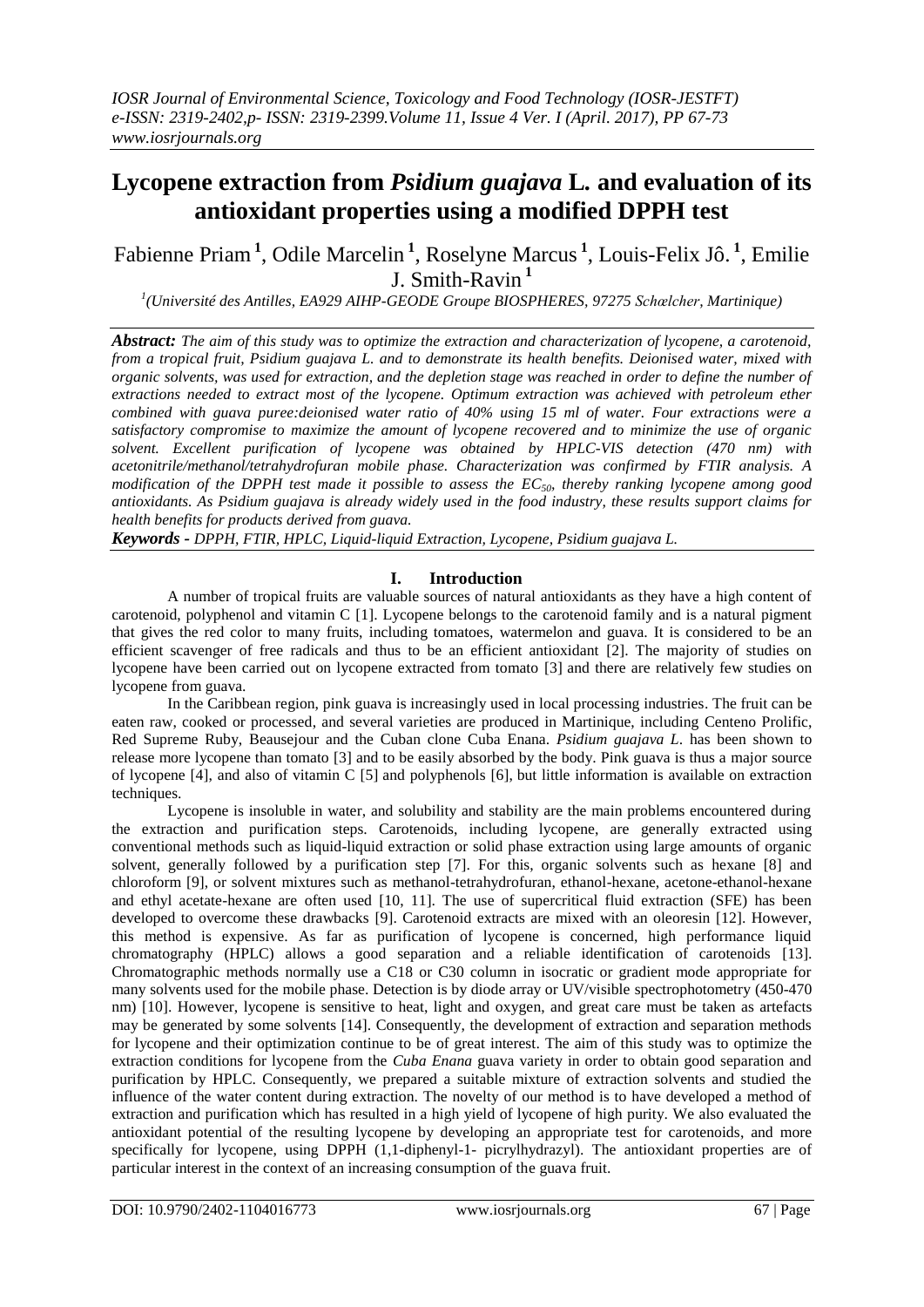# Lycopene extraction from *Psidium guajava* L. and evaluation of its antioxidant properties using a modified DPPH test

Fabienne Priam [1], Odile Marcelin [1], Roselyne Marcus [1], Louis-Felix Jô. [1], Emilie J. Smith-Ravin [1]

[1](Université des Antilles, EA929 AIHP-GEODE Groupe BIOSPHERES, 97275 Schœlcher, Martinique)

***Abstract:*** *The aim of this study was to optimize the extraction and characterization of lycopene, a carotenoid, from a tropical fruit, Psidium guajava L. and to demonstrate its health benefits. Deionised water, mixed with organic solvents, was used for extraction, and the depletion stage was reached in order to define the number of extractions needed to extract most of the lycopene. Optimum extraction was achieved with petroleum ether combined with guava puree:deionised water ratio of 40% using 15 ml of water. Four extractions were a satisfactory compromise to maximize the amount of lycopene recovered and to minimize the use of organic solvent. Excellent purification of lycopene was obtained by HPLC-VIS detection (470 nm) with acetonitrile/methanol/tetrahydrofuran mobile phase. Characterization was confirmed by FTIR analysis. A modification of the DPPH test made it possible to assess the $EC_{50}$, thereby ranking lycopene among good antioxidants. As Psidium guajava is already widely used in the food industry, these results support claims for health benefits for products derived from guava.*

***Keywords -*** *DPPH, FTIR, HPLC, Liquid-liquid Extraction, Lycopene, Psidium guajava L.*

## I. Introduction

A number of tropical fruits are valuable sources of natural antioxidants as they have a high content of carotenoid, polyphenol and vitamin C [1]. Lycopene belongs to the carotenoid family and is a natural pigment that gives the red color to many fruits, including tomatoes, watermelon and guava. It is considered to be an efficient scavenger of free radicals and thus to be an efficient antioxidant [2]. The majority of studies on lycopene have been carried out on lycopene extracted from tomato [3] and there are relatively few studies on lycopene from guava.

In the Caribbean region, pink guava is increasingly used in local processing industries. The fruit can be eaten raw, cooked or processed, and several varieties are produced in Martinique, including Centeno Prolific, Red Supreme Ruby, Beausejour and the Cuban clone Cuba Enana. *Psidium guajava L*. has been shown to release more lycopene than tomato [3] and to be easily absorbed by the body. Pink guava is thus a major source of lycopene [4], and also of vitamin C [5] and polyphenols [6], but little information is available on extraction techniques.

Lycopene is insoluble in water, and solubility and stability are the main problems encountered during the extraction and purification steps. Carotenoids, including lycopene, are generally extracted using conventional methods such as liquid-liquid extraction or solid phase extraction using large amounts of organic solvent, generally followed by a purification step [7]. For this, organic solvents such as hexane [8] and chloroform [9], or solvent mixtures such as methanol-tetrahydrofuran, ethanol-hexane, acetone-ethanol-hexane and ethyl acetate-hexane are often used [10, 11]. The use of supercritical fluid extraction (SFE) has been developed to overcome these drawbacks [9]. Carotenoid extracts are mixed with an oleoresin [12]. However, this method is expensive. As far as purification of lycopene is concerned, high performance liquid chromatography (HPLC) allows a good separation and a reliable identification of carotenoids [13]. Chromatographic methods normally use a C18 or C30 column in isocratic or gradient mode appropriate for many solvents used for the mobile phase. Detection is by diode array or UV/visible spectrophotometry (450-470 nm) [10]. However, lycopene is sensitive to heat, light and oxygen, and great care must be taken as artefacts may be generated by some solvents [14]. Consequently, the development of extraction and separation methods for lycopene and their optimization continue to be of great interest. The aim of this study was to optimize the extraction conditions for lycopene from the *Cuba Enana* guava variety in order to obtain good separation and purification by HPLC. Consequently, we prepared a suitable mixture of extraction solvents and studied the influence of the water content during extraction. The novelty of our method is to have developed a method of extraction and purification which has resulted in a high yield of lycopene of high purity. We also evaluated the antioxidant potential of the resulting lycopene by developing an appropriate test for carotenoids, and more specifically for lycopene, using DPPH (1,1-diphenyl-1- picrylhydrazyl). The antioxidant properties are of particular interest in the context of an increasing consumption of the guava fruit.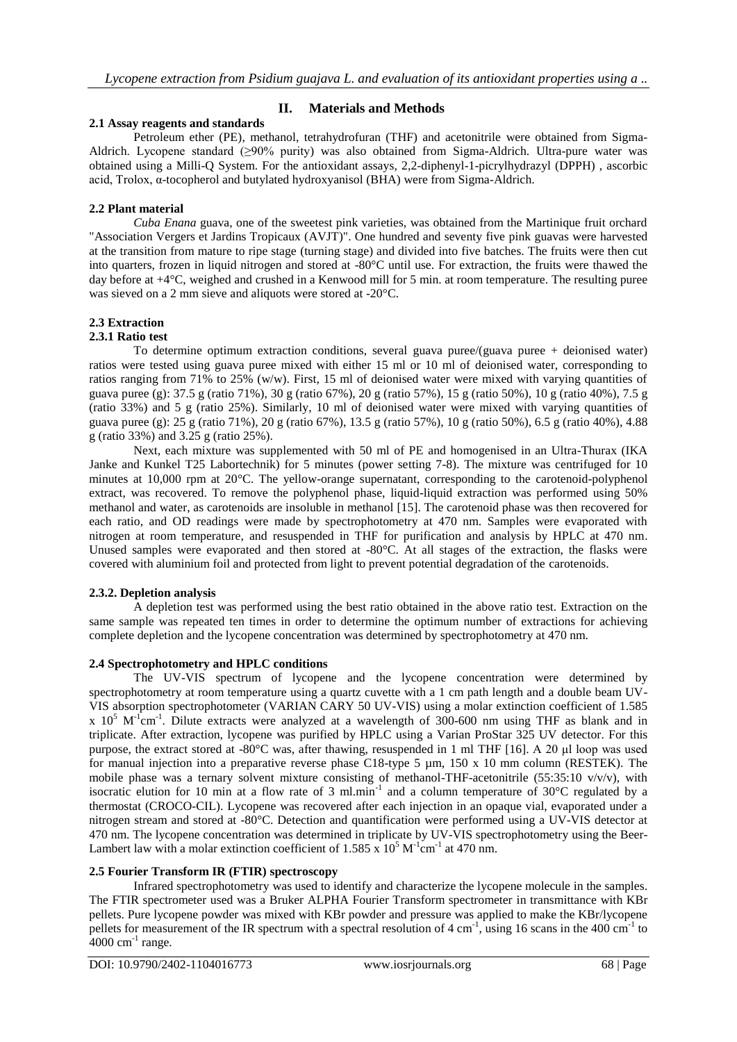## II. Materials and Methods

### 2.1 Assay reagents and standards

Petroleum ether (PE), methanol, tetrahydrofuran (THF) and acetonitrile were obtained from Sigma-Aldrich. Lycopene standard (≥90% purity) was also obtained from Sigma-Aldrich. Ultra-pure water was obtained using a Milli-Q System. For the antioxidant assays, 2,2-diphenyl-1-picrylhydrazyl (DPPH) , ascorbic acid, Trolox, α-tocopherol and butylated hydroxyanisol (BHA) were from Sigma-Aldrich.

### 2.2 Plant material

*Cuba Enana* guava, one of the sweetest pink varieties, was obtained from the Martinique fruit orchard "Association Vergers et Jardins Tropicaux (AVJT)". One hundred and seventy five pink guavas were harvested at the transition from mature to ripe stage (turning stage) and divided into five batches. The fruits were then cut into quarters, frozen in liquid nitrogen and stored at -80°C until use. For extraction, the fruits were thawed the day before at +4°C, weighed and crushed in a Kenwood mill for 5 min. at room temperature. The resulting puree was sieved on a 2 mm sieve and aliquots were stored at -20°C.

### 2.3 Extraction

#### 2.3.1 Ratio test

To determine optimum extraction conditions, several guava puree/(guava puree + deionised water) ratios were tested using guava puree mixed with either 15 ml or 10 ml of deionised water, corresponding to ratios ranging from 71% to 25% (w/w). First, 15 ml of deionised water were mixed with varying quantities of guava puree (g): 37.5 g (ratio 71%), 30 g (ratio 67%), 20 g (ratio 57%), 15 g (ratio 50%), 10 g (ratio 40%), 7.5 g (ratio 33%) and 5 g (ratio 25%). Similarly, 10 ml of deionised water were mixed with varying quantities of guava puree (g): 25 g (ratio 71%), 20 g (ratio 67%), 13.5 g (ratio 57%), 10 g (ratio 50%), 6.5 g (ratio 40%), 4.88 g (ratio 33%) and 3.25 g (ratio 25%).

Next, each mixture was supplemented with 50 ml of PE and homogenised in an Ultra-Thurax (IKA Janke and Kunkel T25 Labortechnik) for 5 minutes (power setting 7-8). The mixture was centrifuged for 10 minutes at 10,000 rpm at 20°C. The yellow-orange supernatant, corresponding to the carotenoid-polyphenol extract, was recovered. To remove the polyphenol phase, liquid-liquid extraction was performed using 50% methanol and water, as carotenoids are insoluble in methanol [15]. The carotenoid phase was then recovered for each ratio, and OD readings were made by spectrophotometry at 470 nm. Samples were evaporated with nitrogen at room temperature, and resuspended in THF for purification and analysis by HPLC at 470 nm. Unused samples were evaporated and then stored at -80°C. At all stages of the extraction, the flasks were covered with aluminium foil and protected from light to prevent potential degradation of the carotenoids.

#### 2.3.2. Depletion analysis

A depletion test was performed using the best ratio obtained in the above ratio test. Extraction on the same sample was repeated ten times in order to determine the optimum number of extractions for achieving complete depletion and the lycopene concentration was determined by spectrophotometry at 470 nm.

### 2.4 Spectrophotometry and HPLC conditions

The UV-VIS spectrum of lycopene and the lycopene concentration were determined by spectrophotometry at room temperature using a quartz cuvette with a 1 cm path length and a double beam UV-VIS absorption spectrophotometer (VARIAN CARY 50 UV-VIS) using a molar extinction coefficient of $1.585 \times 10^5$ $M^{-1}cm^{-1}$. Dilute extracts were analyzed at a wavelength of 300-600 nm using THF as blank and in triplicate. After extraction, lycopene was purified by HPLC using a Varian ProStar 325 UV detector. For this purpose, the extract stored at -80°C was, after thawing, resuspended in 1 ml THF [16]. A 20 µl loop was used for manual injection into a preparative reverse phase C18-type 5 µm, 150 x 10 mm column (RESTEK). The mobile phase was a ternary solvent mixture consisting of methanol-THF-acetonitrile (55:35:10 v/v/v), with isocratic elution for 10 min at a flow rate of 3 $ml.min^{-1}$ and a column temperature of 30°C regulated by a thermostat (CROCO-CIL). Lycopene was recovered after each injection in an opaque vial, evaporated under a nitrogen stream and stored at -80°C. Detection and quantification were performed using a UV-VIS detector at 470 nm. The lycopene concentration was determined in triplicate by UV-VIS spectrophotometry using the Beer-Lambert law with a molar extinction coefficient of $1.585 \times 10^5$ $M^{-1}cm^{-1}$ at 470 nm.

### 2.5 Fourier Transform IR (FTIR) spectroscopy

Infrared spectrophotometry was used to identify and characterize the lycopene molecule in the samples. The FTIR spectrometer used was a Bruker ALPHA Fourier Transform spectrometer in transmittance with KBr pellets. Pure lycopene powder was mixed with KBr powder and pressure was applied to make the KBr/lycopene pellets for measurement of the IR spectrum with a spectral resolution of 4 $cm^{-1}$, using 16 scans in the 400 $cm^{-1}$ to 4000 $cm^{-1}$ range.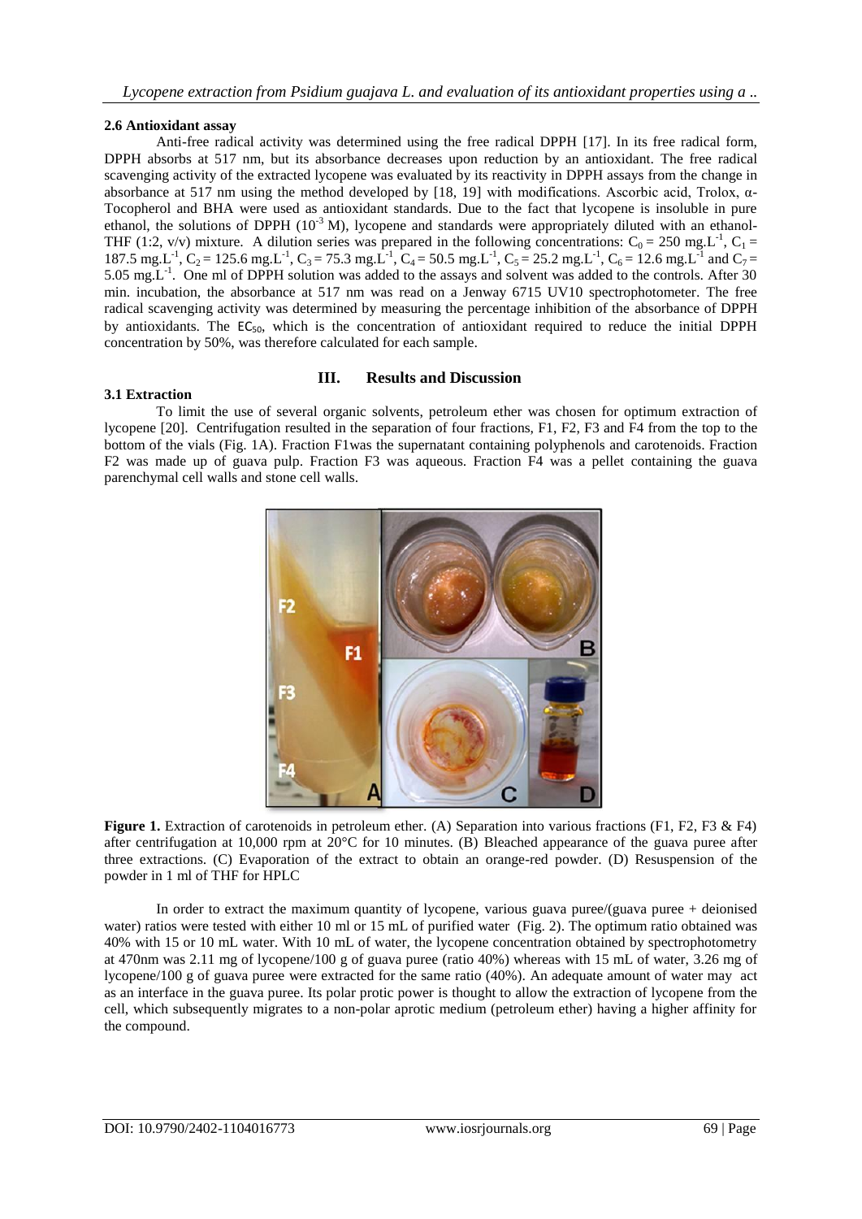### 2.6 Antioxidant assay

Anti-free radical activity was determined using the free radical DPPH [17]. In its free radical form, DPPH absorbs at 517 nm, but its absorbance decreases upon reduction by an antioxidant. The free radical scavenging activity of the extracted lycopene was evaluated by its reactivity in DPPH assays from the change in absorbance at 517 nm using the method developed by [18, 19] with modifications. Ascorbic acid, Trolox, α-Tocopherol and BHA were used as antioxidant standards. Due to the fact that lycopene is insoluble in pure ethanol, the solutions of DPPH ($10^{-3}$ M), lycopene and standards were appropriately diluted with an ethanol-THF (1:2, v/v) mixture. A dilution series was prepared in the following concentrations: $C_0 = 250$ mg.L$^{-1}$, $C_1 = 187.5$ mg.L$^{-1}$, $C_2 = 125.6$ mg.L$^{-1}$, $C_3 = 75.3$ mg.L$^{-1}$, $C_4 = 50.5$ mg.L$^{-1}$, $C_5 = 25.2$ mg.L$^{-1}$, $C_6 = 12.6$ mg.L$^{-1}$ and $C_7 = 5.05$ mg.L$^{-1}$. One ml of DPPH solution was added to the assays and solvent was added to the controls. After 30 min. incubation, the absorbance at 517 nm was read on a Jenway 6715 UV10 spectrophotometer. The free radical scavenging activity was determined by measuring the percentage inhibition of the absorbance of DPPH by antioxidants. The $EC_{50}$, which is the concentration of antioxidant required to reduce the initial DPPH concentration by 50%, was therefore calculated for each sample.

## III. Results and Discussion

### 3.1 Extraction

To limit the use of several organic solvents, petroleum ether was chosen for optimum extraction of lycopene [20]. Centrifugation resulted in the separation of four fractions, F1, F2, F3 and F4 from the top to the bottom of the vials (Fig. 1A). Fraction F1was the supernatant containing polyphenols and carotenoids. Fraction F2 was made up of guava pulp. Fraction F3 was aqueous. Fraction F4 was a pellet containing the guava parenchymal cell walls and stone cell walls.

**Figure 1.** Extraction of carotenoids in petroleum ether. (A) Separation into various fractions (F1, F2, F3 & F4) after centrifugation at 10,000 rpm at 20°C for 10 minutes. (B) Bleached appearance of the guava puree after three extractions. (C) Evaporation of the extract to obtain an orange-red powder. (D) Resuspension of the powder in 1 ml of THF for HPLC

In order to extract the maximum quantity of lycopene, various guava puree/(guava puree + deionised water) ratios were tested with either 10 ml or 15 mL of purified water (Fig. 2). The optimum ratio obtained was 40% with 15 or 10 mL water. With 10 mL of water, the lycopene concentration obtained by spectrophotometry at 470nm was 2.11 mg of lycopene/100 g of guava puree (ratio 40%) whereas with 15 mL of water, 3.26 mg of lycopene/100 g of guava puree were extracted for the same ratio (40%). An adequate amount of water may act as an interface in the guava puree. Its polar protic power is thought to allow the extraction of lycopene from the cell, which subsequently migrates to a non-polar aprotic medium (petroleum ether) having a higher affinity for the compound.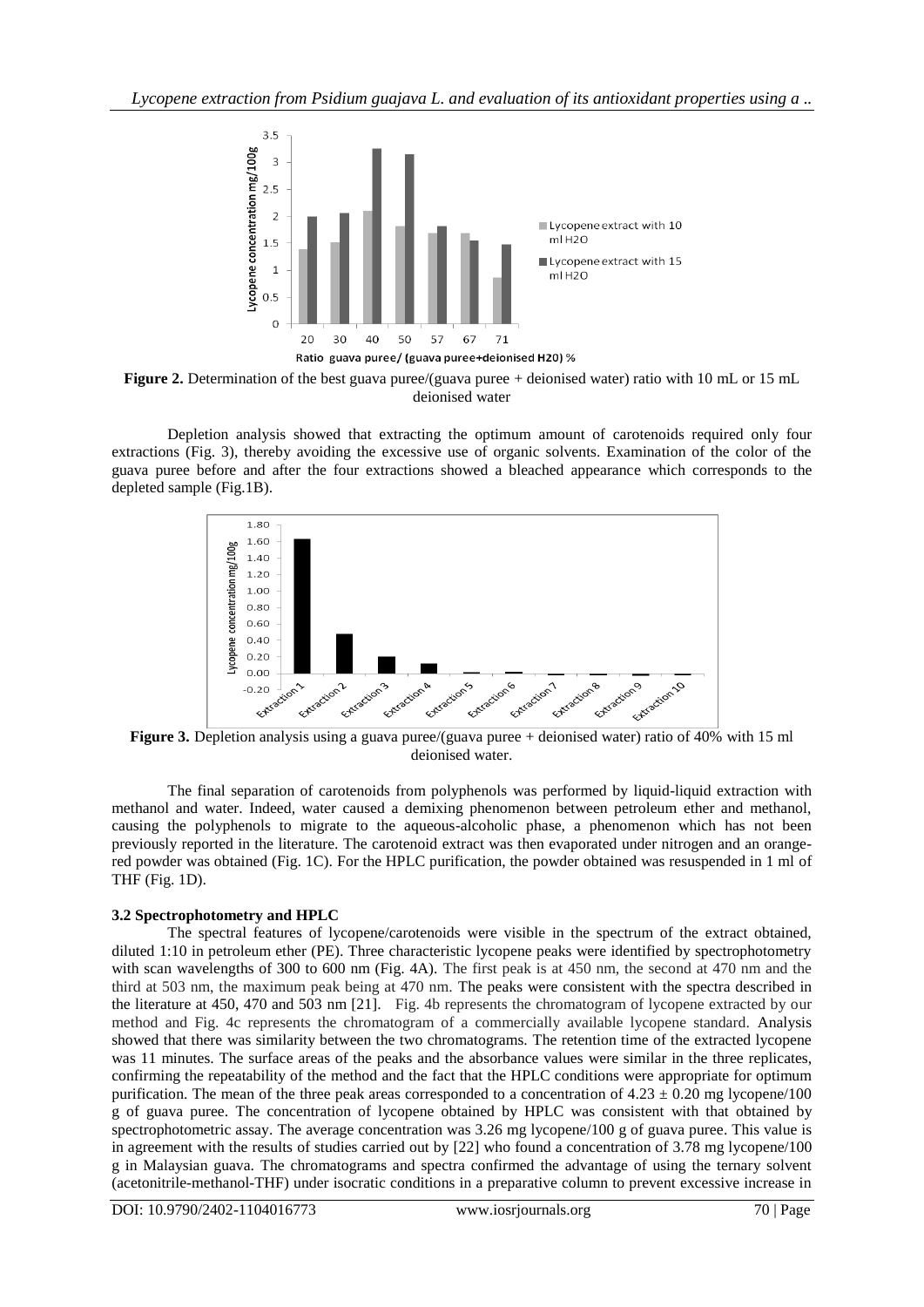**Figure 2.** Determination of the best guava puree/(guava puree + deionised water) ratio with 10 mL or 15 mL deionised water

Depletion analysis showed that extracting the optimum amount of carotenoids required only four extractions (Fig. 3), thereby avoiding the excessive use of organic solvents. Examination of the color of the guava puree before and after the four extractions showed a bleached appearance which corresponds to the depleted sample (Fig.1B).

**Figure 3.** Depletion analysis using a guava puree/(guava puree + deionised water) ratio of 40% with 15 ml deionised water.

The final separation of carotenoids from polyphenols was performed by liquid-liquid extraction with methanol and water. Indeed, water caused a demixing phenomenon between petroleum ether and methanol, causing the polyphenols to migrate to the aqueous-alcoholic phase, a phenomenon which has not been previously reported in the literature. The carotenoid extract was then evaporated under nitrogen and an orange-red powder was obtained (Fig. 1C). For the HPLC purification, the powder obtained was resuspended in 1 ml of THF (Fig. 1D).

### 3.2 Spectrophotometry and HPLC

The spectral features of lycopene/carotenoids were visible in the spectrum of the extract obtained, diluted 1:10 in petroleum ether (PE). Three characteristic lycopene peaks were identified by spectrophotometry with scan wavelengths of 300 to 600 nm (Fig. 4A). The first peak is at 450 nm, the second at 470 nm and the third at 503 nm, the maximum peak being at 470 nm. The peaks were consistent with the spectra described in the literature at 450, 470 and 503 nm [21]. Fig. 4b represents the chromatogram of lycopene extracted by our method and Fig. 4c represents the chromatogram of a commercially available lycopene standard. Analysis showed that there was similarity between the two chromatograms. The retention time of the extracted lycopene was 11 minutes. The surface areas of the peaks and the absorbance values were similar in the three replicates, confirming the repeatability of the method and the fact that the HPLC conditions were appropriate for optimum purification. The mean of the three peak areas corresponded to a concentration of $4.23 \pm 0.20$ mg lycopene/100 g of guava puree. The concentration of lycopene obtained by HPLC was consistent with that obtained by spectrophotometric assay. The average concentration was 3.26 mg lycopene/100 g of guava puree. This value is in agreement with the results of studies carried out by [22] who found a concentration of 3.78 mg lycopene/100 g in Malaysian guava. The chromatograms and spectra confirmed the advantage of using the ternary solvent (acetonitrile-methanol-THF) under isocratic conditions in a preparative column to prevent excessive increase in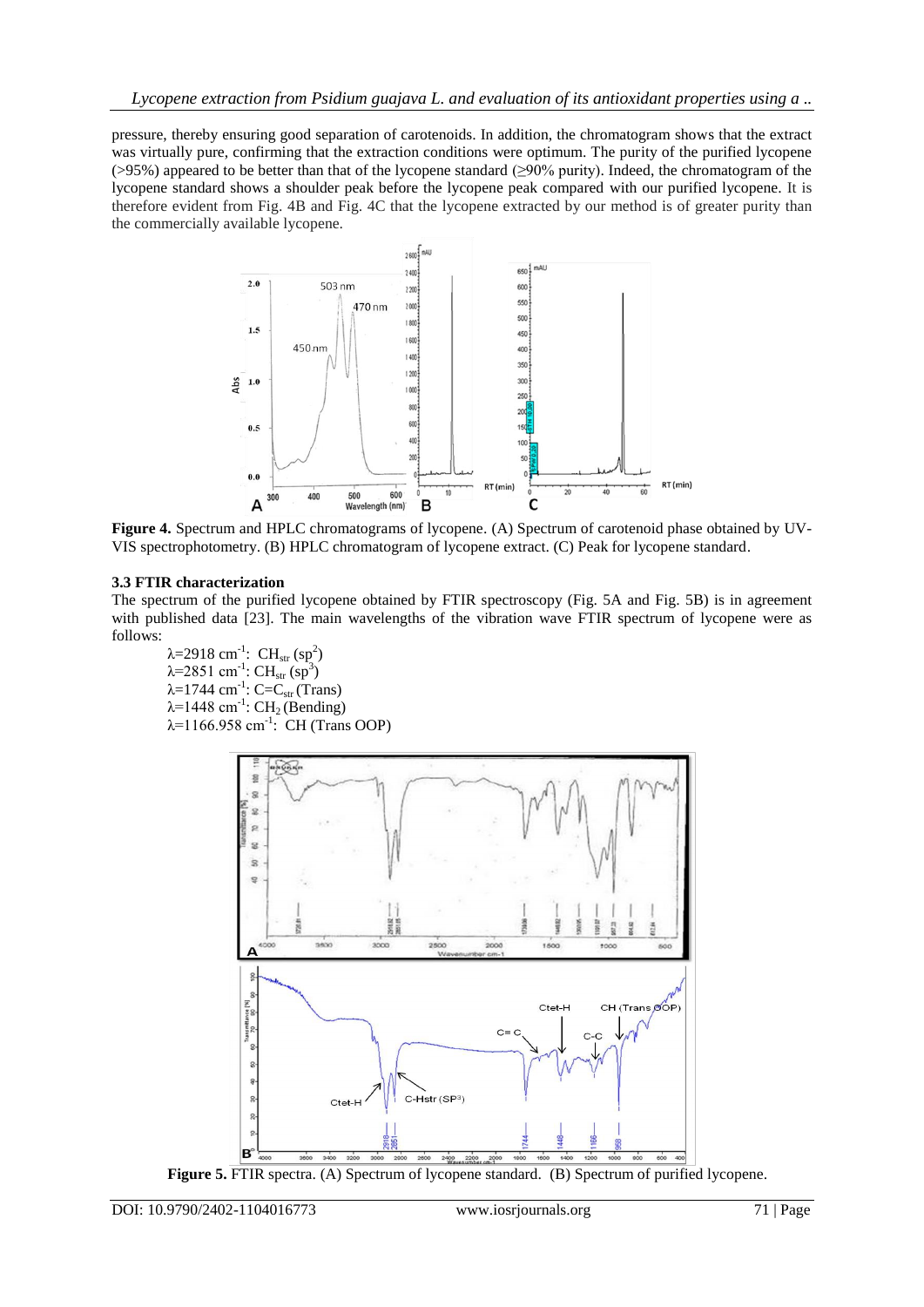pressure, thereby ensuring good separation of carotenoids. In addition, the chromatogram shows that the extract was virtually pure, confirming that the extraction conditions were optimum. The purity of the purified lycopene (>95%) appeared to be better than that of the lycopene standard (≥90% purity). Indeed, the chromatogram of the lycopene standard shows a shoulder peak before the lycopene peak compared with our purified lycopene. It is therefore evident from Fig. 4B and Fig. 4C that the lycopene extracted by our method is of greater purity than the commercially available lycopene.

**Figure 4.** Spectrum and HPLC chromatograms of lycopene. (A) Spectrum of carotenoid phase obtained by UV-VIS spectrophotometry. (B) HPLC chromatogram of lycopene extract. (C) Peak for lycopene standard.

### 3.3 FTIR characterization

The spectrum of the purified lycopene obtained by FTIR spectroscopy (Fig. 5A and Fig. 5B) is in agreement with published data [23]. The main wavelengths of the vibration wave FTIR spectrum of lycopene were as follows:

$\lambda$=2918 $cm^{-1}$: $CH_{str}$ ($sp^2$)
$\lambda$=2851 $cm^{-1}$: $CH_{str}$ ($sp^3$)
$\lambda$=1744 $cm^{-1}$: $C{=}C_{str}$ (Trans)
$\lambda$=1448 $cm^{-1}$: $CH_2$ (Bending)
$\lambda$=1166.958 $cm^{-1}$: CH (Trans OOP)

**Figure 5.** FTIR spectra. (A) Spectrum of lycopene standard. (B) Spectrum of purified lycopene.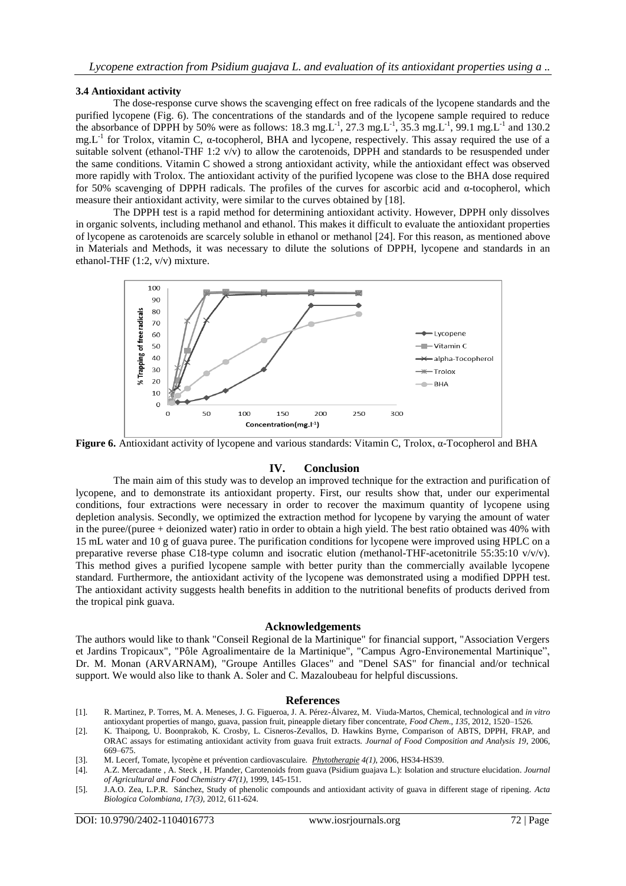### 3.4 Antioxidant activity

The dose-response curve shows the scavenging effect on free radicals of the lycopene standards and the purified lycopene (Fig. 6). The concentrations of the standards and of the lycopene sample required to reduce the absorbance of DPPH by 50% were as follows: 18.3 $mg.L^{-1}$, 27.3 $mg.L^{-1}$, 35.3 $mg.L^{-1}$, 99.1 $mg.L^{-1}$ and 130.2 $mg.L^{-1}$ for Trolox, vitamin C, α-tocopherol, BHA and lycopene, respectively. This assay required the use of a suitable solvent (ethanol-THF 1:2 v/v) to allow the carotenoids, DPPH and standards to be resuspended under the same conditions. Vitamin C showed a strong antioxidant activity, while the antioxidant effect was observed more rapidly with Trolox. The antioxidant activity of the purified lycopene was close to the BHA dose required for 50% scavenging of DPPH radicals. The profiles of the curves for ascorbic acid and α-tocopherol, which measure their antioxidant activity, were similar to the curves obtained by [18].

The DPPH test is a rapid method for determining antioxidant activity. However, DPPH only dissolves in organic solvents, including methanol and ethanol. This makes it difficult to evaluate the antioxidant properties of lycopene as carotenoids are scarcely soluble in ethanol or methanol [24]. For this reason, as mentioned above in Materials and Methods, it was necessary to dilute the solutions of DPPH, lycopene and standards in an ethanol-THF (1:2, v/v) mixture.

**Figure 6.** Antioxidant activity of lycopene and various standards: Vitamin C, Trolox, α-Tocopherol and BHA

## IV. Conclusion

The main aim of this study was to develop an improved technique for the extraction and purification of lycopene, and to demonstrate its antioxidant property. First, our results show that, under our experimental conditions, four extractions were necessary in order to recover the maximum quantity of lycopene using depletion analysis. Secondly, we optimized the extraction method for lycopene by varying the amount of water in the puree/(puree + deionized water) ratio in order to obtain a high yield. The best ratio obtained was 40% with 15 mL water and 10 g of guava puree. The purification conditions for lycopene were improved using HPLC on a preparative reverse phase C18-type column and isocratic elution *(*methanol-THF-acetonitrile 55:35:10 v/v/v). This method gives a purified lycopene sample with better purity than the commercially available lycopene standard. Furthermore, the antioxidant activity of the lycopene was demonstrated using a modified DPPH test. The antioxidant activity suggests health benefits in addition to the nutritional benefits of products derived from the tropical pink guava.

## Acknowledgements

The authors would like to thank "Conseil Regional de la Martinique" for financial support, "Association Vergers et Jardins Tropicaux", "Pôle Agroalimentaire de la Martinique", "Campus Agro-Environemental Martinique", Dr. M. Monan (ARVARNAM), "Groupe Antilles Glaces" and "Denel SAS" for financial and/or technical support. We would also like to thank A. Soler and C. Mazaloubeau for helpful discussions.

## References

[1]. R. Martinez, P. Torres, M. A. Meneses, J. G. Figueroa, J. A. Pérez-Álvarez, M. Viuda-Martos, Chemical, technological and *in vitro* antioxydant properties of mango, guava, passion fruit, pineapple dietary fiber concentrate, *Food Chem*., *135*, 2012, 1520–1526.

[2]. K. Thaipong, U. Boonprakob, K. Crosby, L. Cisneros-Zevallos, D. Hawkins Byrne, Comparison of ABTS, DPPH, FRAP, and ORAC assays for estimating antioxidant activity from guava fruit extracts. *Journal of Food Composition and Analysis 19*, 2006, 669–675.

[3]. M. Lecerf, Tomate, lycopène et prévention cardiovasculaire. *Phytotherapie 4(1)*, 2006, HS34-HS39.

[4]. A.Z. Mercadante , A. Steck , H. Pfander, Carotenoids from guava (Psidium guajava L.): Isolation and structure elucidation. *Journal of Agricultural and Food Chemistry 47(1)*, 1999, 145-151.

[5]. J.A.O. Zea, L.P.R. Sánchez, Study of phenolic compounds and antioxidant activity of guava in different stage of ripening. *Acta Biologica Colombiana, 17(3)*, 2012, 611-624.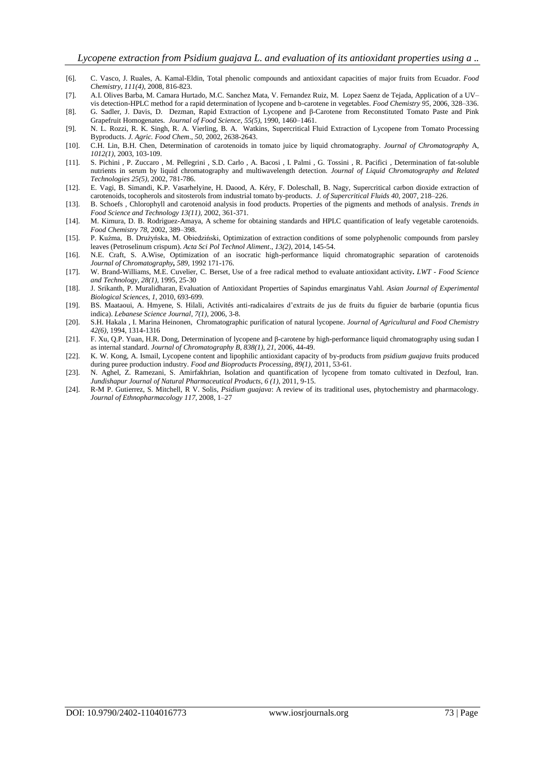[6]. C. Vasco, J. Ruales, A. Kamal-Eldin, Total phenolic compounds and antioxidant capacities of major fruits from Ecuador. *Food Chemistry, 111(4),* 2008, 816-823.

[7]. A.I. Olives Barba, M. Camara Hurtado, M.C. Sanchez Mata, V. Fernandez Ruiz, M. Lopez Saenz de Tejada, Application of a UV–vis detection-HPLC method for a rapid determination of lycopene and b-carotene in vegetables. *Food Chemistry 95,* 2006, 328–336.

[8]. G. Sadler, J. Davis, D. Dezman, Rapid Extraction of Lycopene and β-Carotene from Reconstituted Tomato Paste and Pink Grapefruit Homogenates. *Journal of Food Science, 55(5),* 1990, 1460–1461.

[9]. N. L. Rozzi, R. K. Singh, R. A. Vierling, B. A. Watkins, Supercritical Fluid Extraction of Lycopene from Tomato Processing Byproducts. *J. Agric. Food Chem., 50,* 2002, 2638-2643.

[10]. C.H. Lin, B.H. Chen, Determination of carotenoids in tomato juice by liquid chromatography. *Journal of Chromatography* A, *1012(1),* 2003, 103-109.

[11]. S. Pichini , P. Zuccaro , M. Pellegrini , S.D. Carlo , A. Bacosi , I. Palmi , G. Tossini , R. Pacifici , Determination of fat-soluble nutrients in serum by liquid chromatography and multiwavelength detection. *Journal of Liquid Chromatography and Related Technologies 25(5),* 2002, 781-786.

[12]. E. Vagi, B. Simandi, K.P. Vasarhelyine, H. Daood, A. Kéry, F. Doleschall, B. Nagy, Supercritical carbon dioxide extraction of carotenoids, tocopherols and sitosterols from industrial tomato by-products. *J. of Supercritical Fluids 40,* 2007, 218–226.

[13]. B. Schoefs , Chlorophyll and carotenoid analysis in food products. Properties of the pigments and methods of analysis. *Trends in Food Science and Technology 13(11),* 2002, 361-371.

[14]. M. Kimura, D. B. Rodriguez-Amaya, A scheme for obtaining standards and HPLC quantification of leafy vegetable carotenoids. *Food Chemistry 78,* 2002, 389–398.

[15]. P. Kuźma, B. Drużyńska, M. Obiedziński, Optimization of extraction conditions of some polyphenolic compounds from parsley leaves (Petroselinum crispum). *Acta Sci Pol Technol Aliment., 13(2),* 2014, 145-54.

[16]. N.E. Craft, S. A.Wise, Optimization of an isocratic high-performance liquid chromatographic separation of carotenoids *Journal of Chromatography**, 589,* 1992 171-176.

[17]. W. Brand-Williams, M.E. Cuvelier, C. Berset, Use of a free radical method to evaluate antioxidant activity**.** *LWT - Food Science and Technology, 28(1),* 1995, 25-30

[18]. J. Srikanth, P. Muralidharan, Evaluation of Antioxidant Properties of Sapindus emarginatus Vahl. *Asian Journal of Experimental Biological Sciences, 1,* 2010, 693-699.

[19]. BS. Maataoui, A. Hmyene, S. Hilali, Activités anti-radicalaires d'extraits de jus de fruits du figuier de barbarie (opuntia ficus indica). *Lebanese Science Journal, 7(1),* 2006, 3-8.

[20]. S.H. Hakala , I. Marina Heinonen, Chromatographic purification of natural lycopene. *Journal of Agricultural and Food Chemistry 42(6),* 1994, 1314-1316

[21]. F. Xu, Q.P. Yuan, H.R. Dong, Determination of lycopene and β-carotene by high-performance liquid chromatography using sudan I as internal standard. *Journal of Chromatography B, 838(1), 21,* 2006, 44-49.

[22]. K. W. Kong, A. Ismail, Lycopene content and lipophilic antioxidant capacity of by-products from *psidium guajava* fruits produced during puree production industry. *Food and Bioproducts Processing, 89(1),* 2011, 53-61.

[23]. N. Aghel, Z. Ramezani, S. Amirfakhrian, Isolation and quantification of lycopene from tomato cultivated in Dezfoul, Iran. *Jundishapur Journal of Natural Pharmaceutical Products, 6 (1),* 2011, 9-15.

[24]. R-M P. Gutierrez, S. Mitchell, R V. Solis, *Psidium guajava*: A review of its traditional uses, phytochemistry and pharmacology. *Journal of Ethnopharmacology 117,* 2008, 1–27